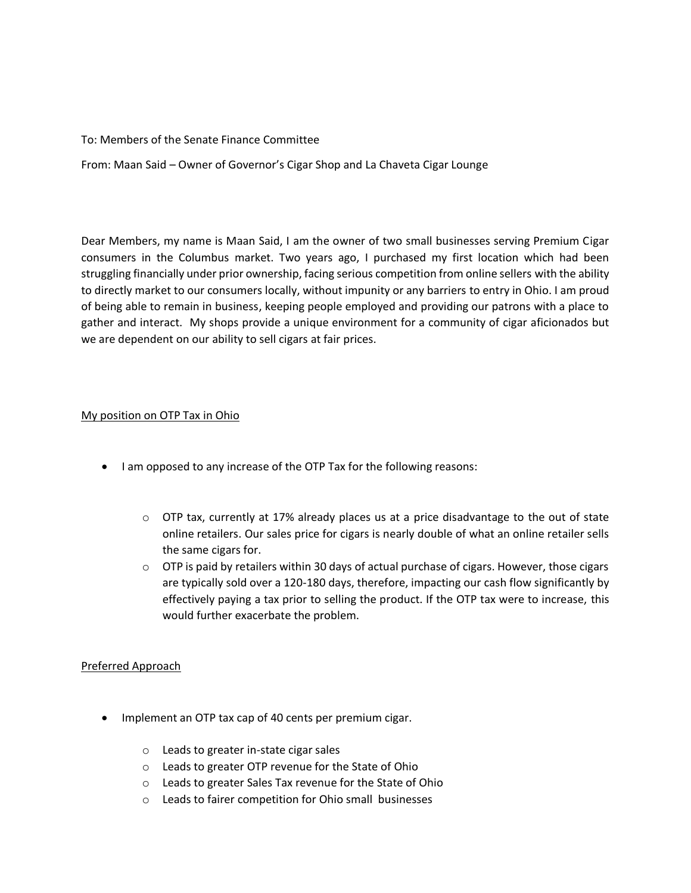To: Members of the Senate Finance Committee

From: Maan Said – Owner of Governor's Cigar Shop and La Chaveta Cigar Lounge

Dear Members, my name is Maan Said, I am the owner of two small businesses serving Premium Cigar consumers in the Columbus market. Two years ago, I purchased my first location which had been struggling financially under prior ownership, facing serious competition from online sellers with the ability to directly market to our consumers locally, without impunity or any barriers to entry in Ohio. I am proud of being able to remain in business, keeping people employed and providing our patrons with a place to gather and interact. My shops provide a unique environment for a community of cigar aficionados but we are dependent on our ability to sell cigars at fair prices.

<u>My position on OTP Tax in Ohio</u>

- I am opposed to any increase of the OTP Tax for the following reasons:
  - OTP tax, currently at 17% already places us at a price disadvantage to the out of state online retailers. Our sales price for cigars is nearly double of what an online retailer sells the same cigars for.
  - OTP is paid by retailers within 30 days of actual purchase of cigars. However, those cigars are typically sold over a 120-180 days, therefore, impacting our cash flow significantly by effectively paying a tax prior to selling the product. If the OTP tax were to increase, this would further exacerbate the problem.

<u>Preferred Approach</u>

- Implement an OTP tax cap of 40 cents per premium cigar.
  - Leads to greater in-state cigar sales
  - Leads to greater OTP revenue for the State of Ohio
  - Leads to greater Sales Tax revenue for the State of Ohio
  - Leads to fairer competition for Ohio small businesses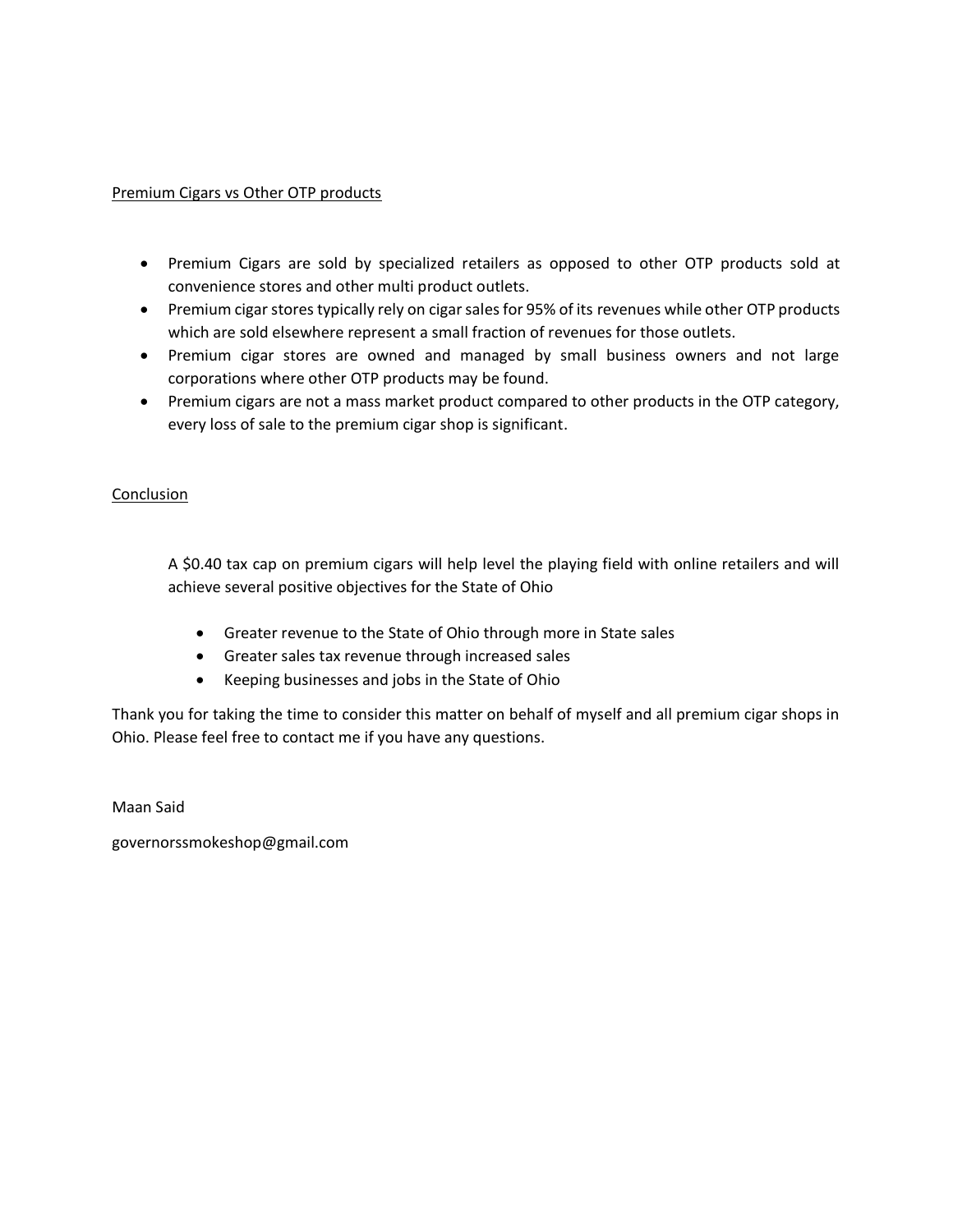<u>Premium Cigars vs Other OTP products</u>

- Premium Cigars are sold by specialized retailers as opposed to other OTP products sold at convenience stores and other multi product outlets.
- Premium cigar stores typically rely on cigar sales for 95% of its revenues while other OTP products which are sold elsewhere represent a small fraction of revenues for those outlets.
- Premium cigar stores are owned and managed by small business owners and not large corporations where other OTP products may be found.
- Premium cigars are not a mass market product compared to other products in the OTP category, every loss of sale to the premium cigar shop is significant.

<u>Conclusion</u>

A $0.40 tax cap on premium cigars will help level the playing field with online retailers and will achieve several positive objectives for the State of Ohio

- Greater revenue to the State of Ohio through more in State sales
- Greater sales tax revenue through increased sales
- Keeping businesses and jobs in the State of Ohio

Thank you for taking the time to consider this matter on behalf of myself and all premium cigar shops in Ohio. Please feel free to contact me if you have any questions.

Maan Said

governorssmokeshop@gmail.com